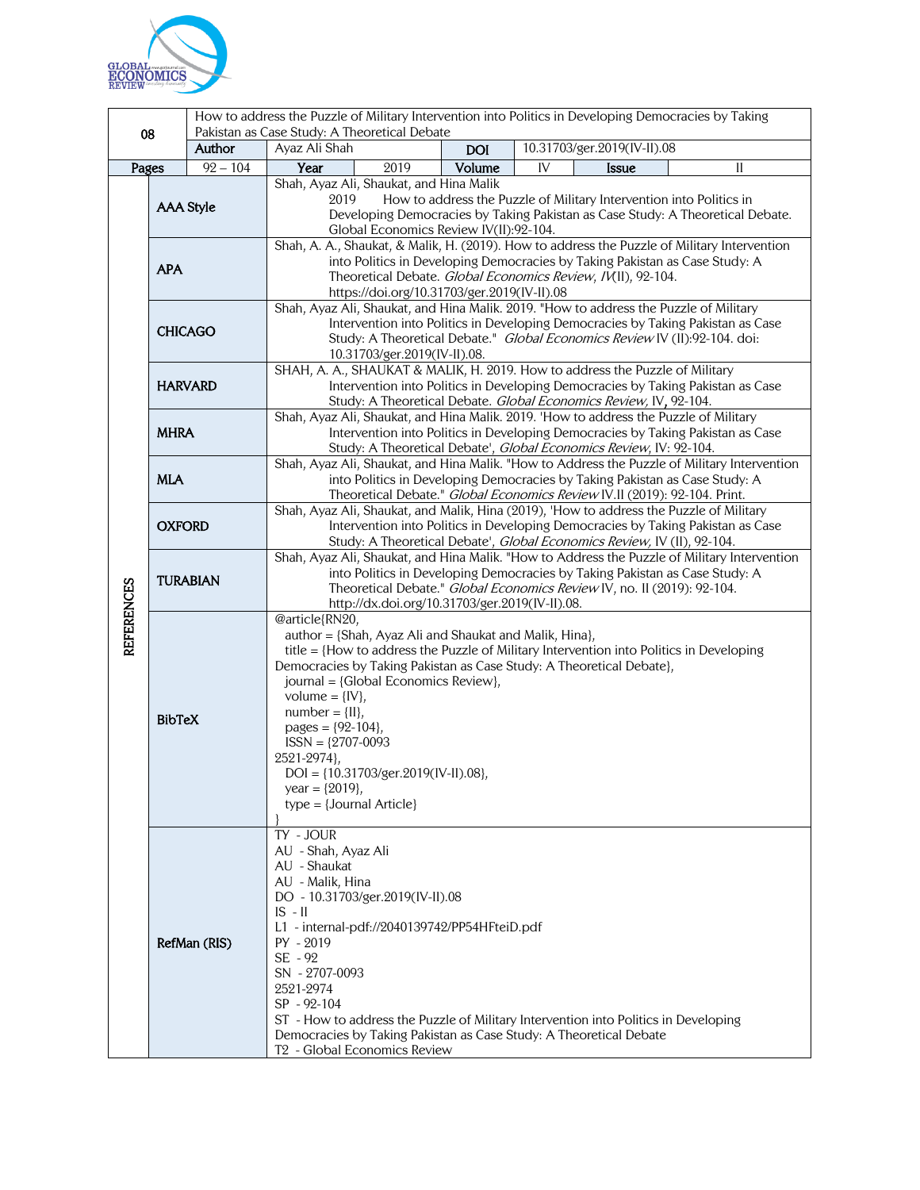| 08 | How to address the Puzzle of Military Intervention into Politics in Developing Democracies by Taking Pakistan as Case Study: A Theoretical Debate | | | | | |
|---|---|---|---|---|---|---|
| | **Author** | Ayaz Ali Shah | **DOI** | 10.31703/ger.2019(IV-II).08 | | |
| **Pages** | 92 – 104 | **Year** | 2019 | **Volume** | IV | **Issue** II |

**REFERENCES**

| Style | Reference |
|---|---|
| **AAA Style** | Shah, Ayaz Ali, Shaukat, and Hina Malik 2019 How to address the Puzzle of Military Intervention into Politics in Developing Democracies by Taking Pakistan as Case Study: A Theoretical Debate. Global Economics Review IV(II):92-104. |
| **APA** | Shah, A. A., Shaukat, & Malik, H. (2019). How to address the Puzzle of Military Intervention into Politics in Developing Democracies by Taking Pakistan as Case Study: A Theoretical Debate. *Global Economics Review, IV*(II), 92-104. https://doi.org/10.31703/ger.2019(IV-II).08 |
| **CHICAGO** | Shah, Ayaz Ali, Shaukat, and Hina Malik. 2019. "How to address the Puzzle of Military Intervention into Politics in Developing Democracies by Taking Pakistan as Case Study: A Theoretical Debate." *Global Economics Review* IV (II):92-104. doi: 10.31703/ger.2019(IV-II).08. |
| **HARVARD** | SHAH, A. A., SHAUKAT & MALIK, H. 2019. How to address the Puzzle of Military Intervention into Politics in Developing Democracies by Taking Pakistan as Case Study: A Theoretical Debate. *Global Economics Review,* IV, 92-104. |
| **MHRA** | Shah, Ayaz Ali, Shaukat, and Hina Malik. 2019. 'How to address the Puzzle of Military Intervention into Politics in Developing Democracies by Taking Pakistan as Case Study: A Theoretical Debate', *Global Economics Review*, IV: 92-104. |
| **MLA** | Shah, Ayaz Ali, Shaukat, and Hina Malik. "How to Address the Puzzle of Military Intervention into Politics in Developing Democracies by Taking Pakistan as Case Study: A Theoretical Debate." *Global Economics Review* IV.II (2019): 92-104. Print. |
| **OXFORD** | Shah, Ayaz Ali, Shaukat, and Malik, Hina (2019), 'How to address the Puzzle of Military Intervention into Politics in Developing Democracies by Taking Pakistan as Case Study: A Theoretical Debate', *Global Economics Review,* IV (II), 92-104. |
| **TURABIAN** | Shah, Ayaz Ali, Shaukat, and Hina Malik. "How to Address the Puzzle of Military Intervention into Politics in Developing Democracies by Taking Pakistan as Case Study: A Theoretical Debate." *Global Economics Review* IV, no. II (2019): 92-104. http://dx.doi.org/10.31703/ger.2019(IV-II).08. |

**BibTeX**

```
@article{RN20,
  author = {Shah, Ayaz Ali and Shaukat and Malik, Hina},
  title = {How to address the Puzzle of Military Intervention into Politics in Developing
Democracies by Taking Pakistan as Case Study: A Theoretical Debate},
  journal = {Global Economics Review},
  volume = {IV},
  number = {II},
  pages = {92-104},
  ISSN = {2707-0093
2521-2974},
  DOI = {10.31703/ger.2019(IV-II).08},
  year = {2019},
  type = {Journal Article}
}
```

**RefMan (RIS)**

```
TY  - JOUR
AU  - Shah, Ayaz Ali
AU  - Shaukat
AU  - Malik, Hina
DO  - 10.31703/ger.2019(IV-II).08
IS  - II
L1  - internal-pdf://2040139742/PP54HFteiD.pdf
PY  - 2019
SE  - 92
SN  - 2707-0093
2521-2974
SP  - 92-104
ST  - How to address the Puzzle of Military Intervention into Politics in Developing
Democracies by Taking Pakistan as Case Study: A Theoretical Debate
T2  - Global Economics Review
```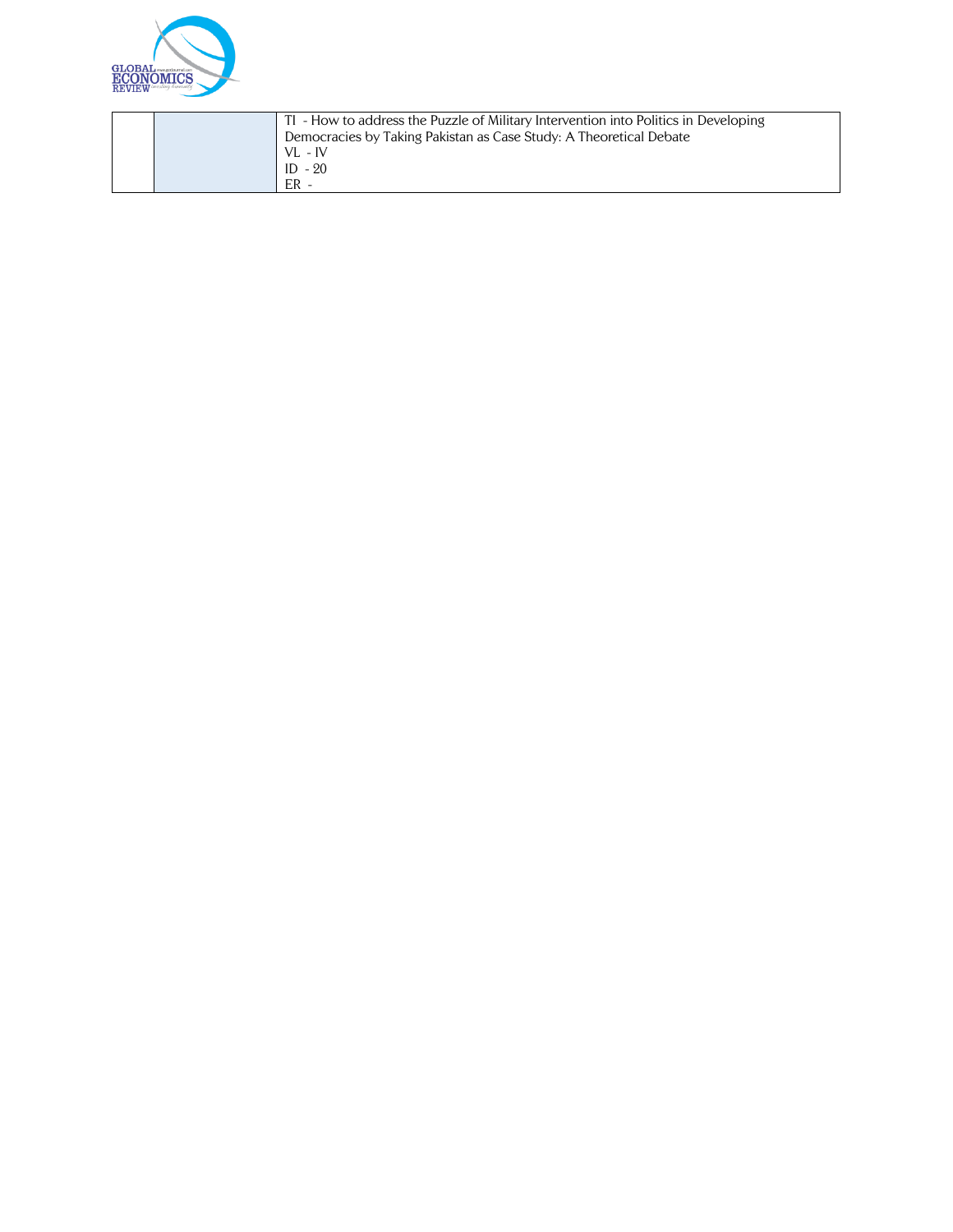| | | |
|---|---|---|
| | | TI - How to address the Puzzle of Military Intervention into Politics in Developing Democracies by Taking Pakistan as Case Study: A Theoretical Debate<br>VL - IV<br>ID - 20<br>ER - |